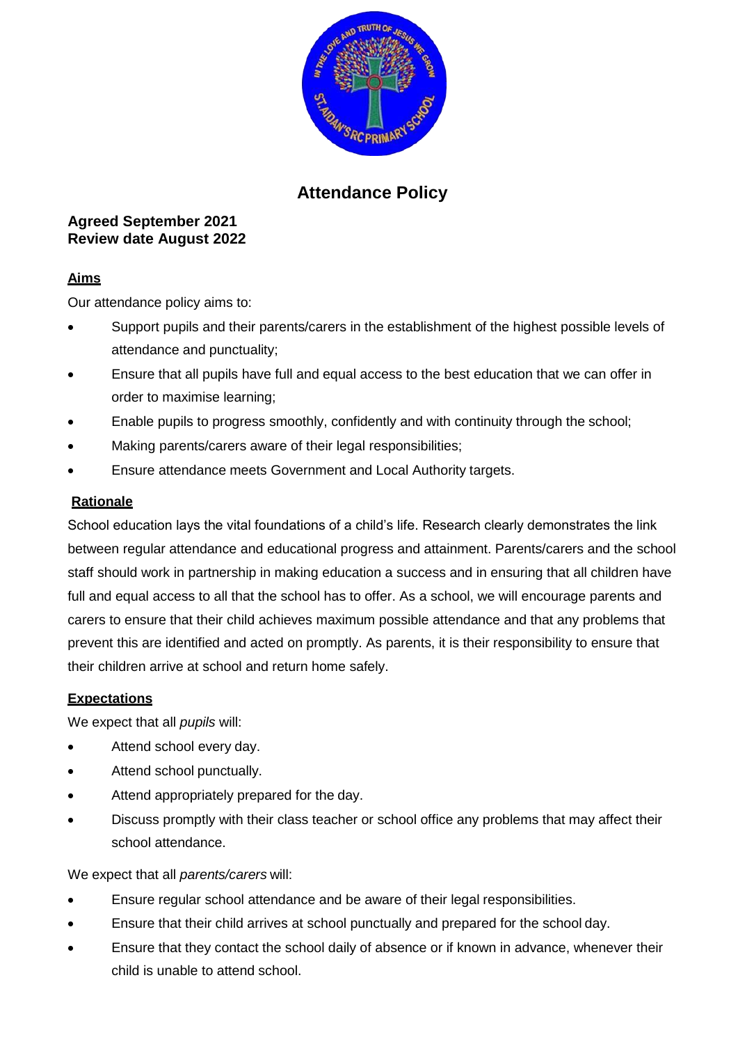# Attendance Policy

**Agreed September 2021**
**Review date August 2022**

## Aims

Our attendance policy aims to:

- Support pupils and their parents/carers in the establishment of the highest possible levels of attendance and punctuality;
- Ensure that all pupils have full and equal access to the best education that we can offer in order to maximise learning;
- Enable pupils to progress smoothly, confidently and with continuity through the school;
- Making parents/carers aware of their legal responsibilities;
- Ensure attendance meets Government and Local Authority targets.

## Rationale

School education lays the vital foundations of a child's life. Research clearly demonstrates the link between regular attendance and educational progress and attainment. Parents/carers and the school staff should work in partnership in making education a success and in ensuring that all children have full and equal access to all that the school has to offer. As a school, we will encourage parents and carers to ensure that their child achieves maximum possible attendance and that any problems that prevent this are identified and acted on promptly. As parents, it is their responsibility to ensure that their children arrive at school and return home safely.

## Expectations

We expect that all *pupils* will:

- Attend school every day.
- Attend school punctually.
- Attend appropriately prepared for the day.
- Discuss promptly with their class teacher or school office any problems that may affect their school attendance.

We expect that all *parents/carers* will:

- Ensure regular school attendance and be aware of their legal responsibilities.
- Ensure that their child arrives at school punctually and prepared for the school day.
- Ensure that they contact the school daily of absence or if known in advance, whenever their child is unable to attend school.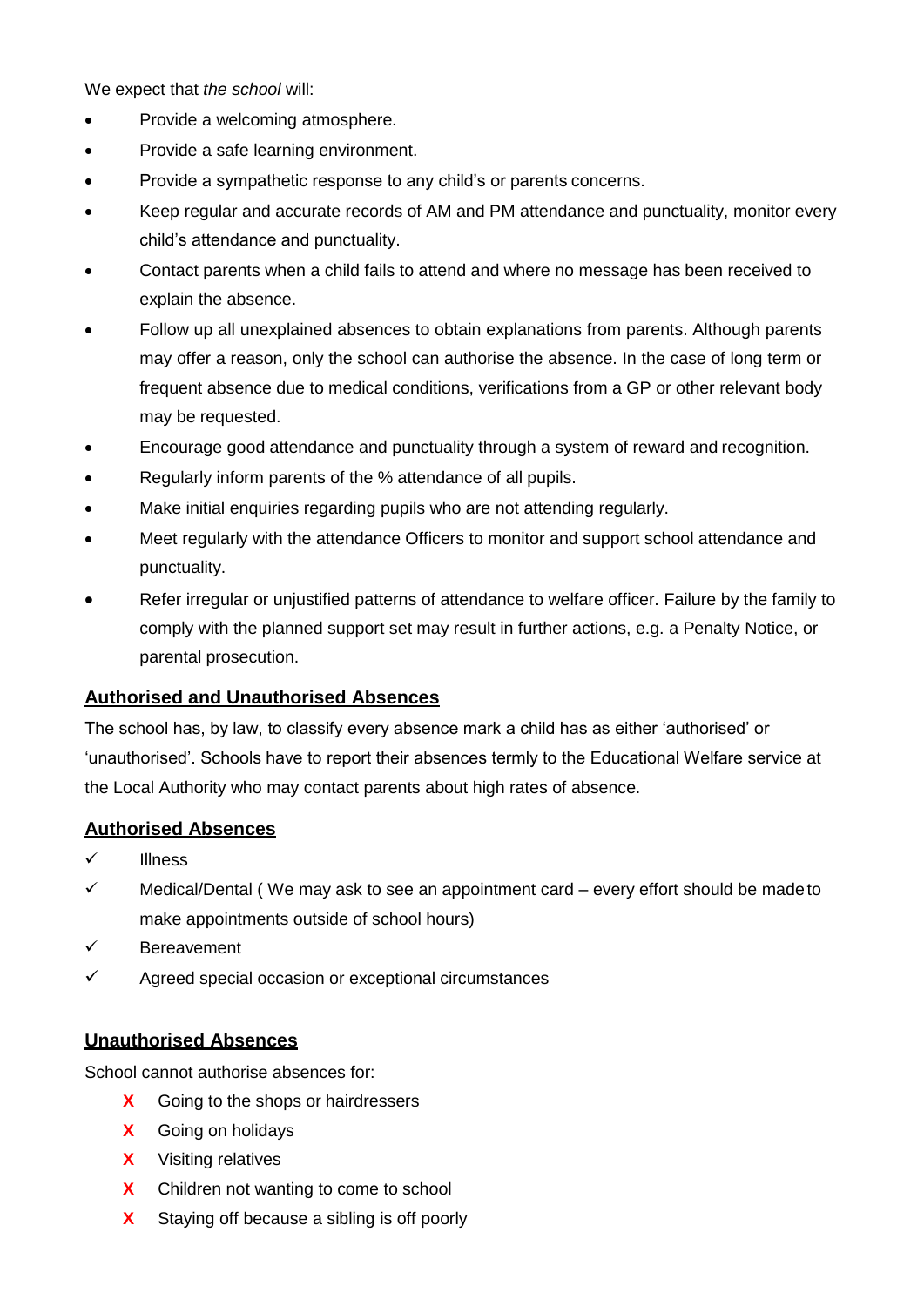We expect that *the school* will:

- Provide a welcoming atmosphere.
- Provide a safe learning environment.
- Provide a sympathetic response to any child's or parents concerns.
- Keep regular and accurate records of AM and PM attendance and punctuality, monitor every child's attendance and punctuality.
- Contact parents when a child fails to attend and where no message has been received to explain the absence.
- Follow up all unexplained absences to obtain explanations from parents. Although parents may offer a reason, only the school can authorise the absence. In the case of long term or frequent absence due to medical conditions, verifications from a GP or other relevant body may be requested.
- Encourage good attendance and punctuality through a system of reward and recognition.
- Regularly inform parents of the % attendance of all pupils.
- Make initial enquiries regarding pupils who are not attending regularly.
- Meet regularly with the attendance Officers to monitor and support school attendance and punctuality.
- Refer irregular or unjustified patterns of attendance to welfare officer. Failure by the family to comply with the planned support set may result in further actions, e.g. a Penalty Notice, or parental prosecution.

**Authorised and Unauthorised Absences**

The school has, by law, to classify every absence mark a child has as either 'authorised' or 'unauthorised'. Schools have to report their absences termly to the Educational Welfare service at the Local Authority who may contact parents about high rates of absence.

**Authorised Absences**

- ✓ Illness
- ✓ Medical/Dental ( We may ask to see an appointment card – every effort should be made to make appointments outside of school hours)
- ✓ Bereavement
- ✓ Agreed special occasion or exceptional circumstances

**Unauthorised Absences**

School cannot authorise absences for:

- X Going to the shops or hairdressers
- X Going on holidays
- X Visiting relatives
- X Children not wanting to come to school
- X Staying off because a sibling is off poorly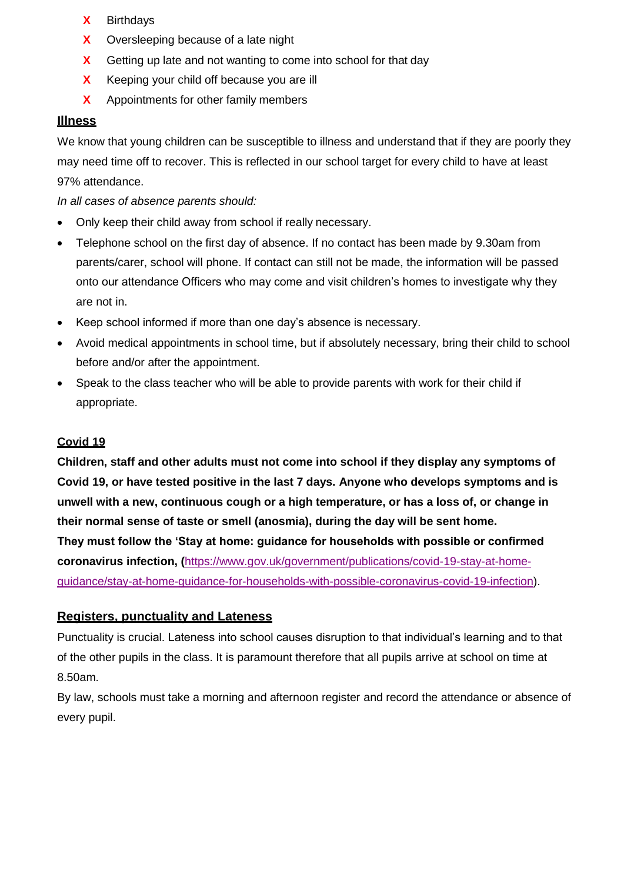- ❌ Birthdays
- ❌ Oversleeping because of a late night
- ❌ Getting up late and not wanting to come into school for that day
- ❌ Keeping your child off because you are ill
- ❌ Appointments for other family members

## Illness

We know that young children can be susceptible to illness and understand that if they are poorly they may need time off to recover. This is reflected in our school target for every child to have at least 97% attendance.

*In all cases of absence parents should:*

- Only keep their child away from school if really necessary.
- Telephone school on the first day of absence. If no contact has been made by 9.30am from parents/carer, school will phone. If contact can still not be made, the information will be passed onto our attendance Officers who may come and visit children's homes to investigate why they are not in.
- Keep school informed if more than one day's absence is necessary.
- Avoid medical appointments in school time, but if absolutely necessary, bring their child to school before and/or after the appointment.
- Speak to the class teacher who will be able to provide parents with work for their child if appropriate.

## Covid 19

**Children, staff and other adults must not come into school if they display any symptoms of Covid 19, or have tested positive in the last 7 days. Anyone who develops symptoms and is unwell with a new, continuous cough or a high temperature, or has a loss of, or change in their normal sense of taste or smell (anosmia), during the day will be sent home.**
**They must follow the 'Stay at home: guidance for households with possible or confirmed coronavirus infection, (**[https://www.gov.uk/government/publications/covid-19-stay-at-home-guidance/stay-at-home-guidance-for-households-with-possible-coronavirus-covid-19-infection](https://www.gov.uk/government/publications/covid-19-stay-at-home-guidance/stay-at-home-guidance-for-households-with-possible-coronavirus-covid-19-infection)).

## Registers, punctuality and Lateness

Punctuality is crucial. Lateness into school causes disruption to that individual's learning and to that of the other pupils in the class. It is paramount therefore that all pupils arrive at school on time at 8.50am.

By law, schools must take a morning and afternoon register and record the attendance or absence of every pupil.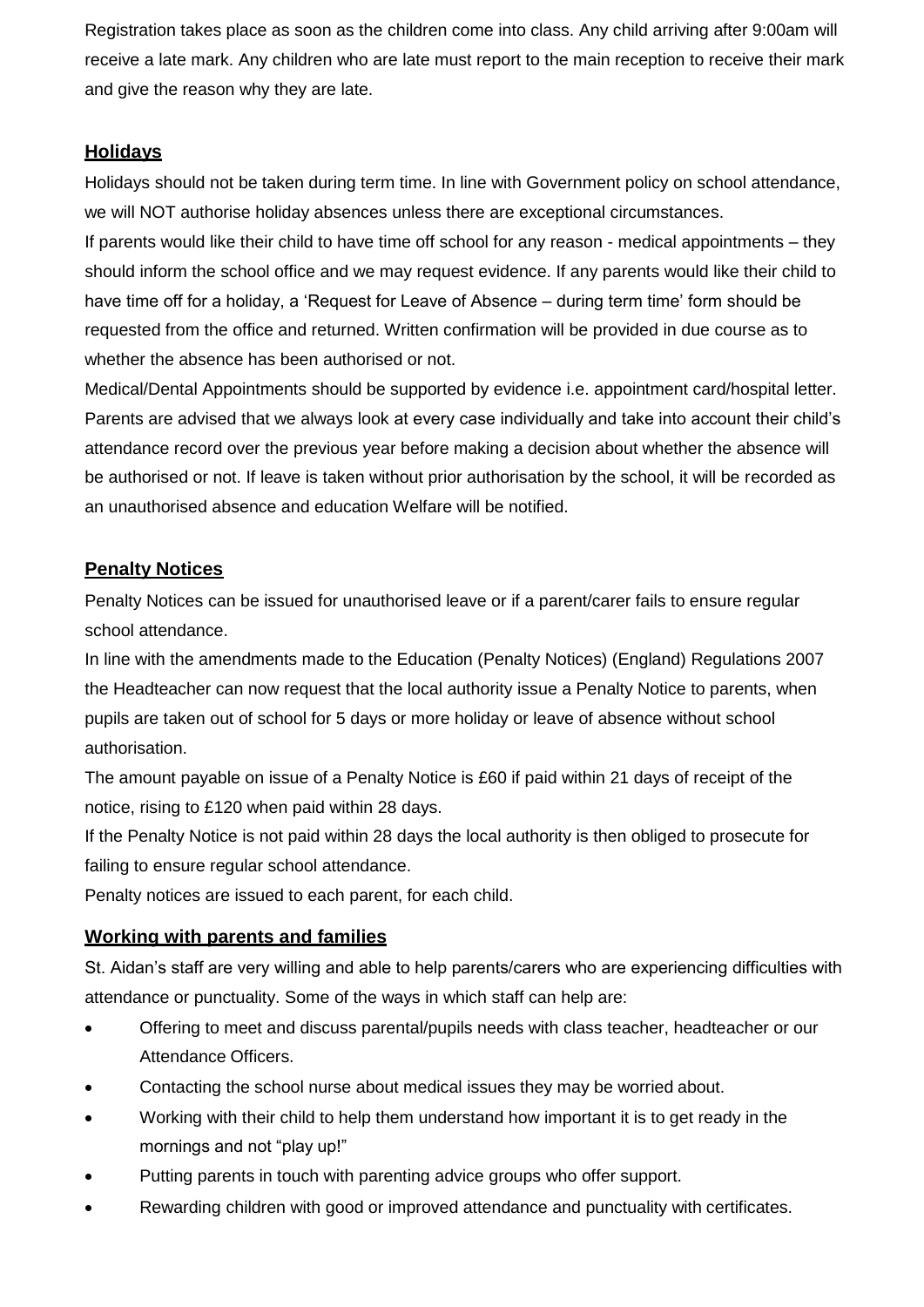Registration takes place as soon as the children come into class. Any child arriving after 9:00am will receive a late mark. Any children who are late must report to the main reception to receive their mark and give the reason why they are late.

## **Holidays**

Holidays should not be taken during term time. In line with Government policy on school attendance, we will NOT authorise holiday absences unless there are exceptional circumstances.

If parents would like their child to have time off school for any reason - medical appointments – they should inform the school office and we may request evidence. If any parents would like their child to have time off for a holiday, a 'Request for Leave of Absence – during term time' form should be requested from the office and returned. Written confirmation will be provided in due course as to whether the absence has been authorised or not.

Medical/Dental Appointments should be supported by evidence i.e. appointment card/hospital letter. Parents are advised that we always look at every case individually and take into account their child's attendance record over the previous year before making a decision about whether the absence will be authorised or not. If leave is taken without prior authorisation by the school, it will be recorded as an unauthorised absence and education Welfare will be notified.

## **Penalty Notices**

Penalty Notices can be issued for unauthorised leave or if a parent/carer fails to ensure regular school attendance.

In line with the amendments made to the Education (Penalty Notices) (England) Regulations 2007 the Headteacher can now request that the local authority issue a Penalty Notice to parents, when pupils are taken out of school for 5 days or more holiday or leave of absence without school authorisation.

The amount payable on issue of a Penalty Notice is £60 if paid within 21 days of receipt of the notice, rising to £120 when paid within 28 days.

If the Penalty Notice is not paid within 28 days the local authority is then obliged to prosecute for failing to ensure regular school attendance.

Penalty notices are issued to each parent, for each child.

## **Working with parents and families**

St. Aidan's staff are very willing and able to help parents/carers who are experiencing difficulties with attendance or punctuality. Some of the ways in which staff can help are:

- Offering to meet and discuss parental/pupils needs with class teacher, headteacher or our Attendance Officers.
- Contacting the school nurse about medical issues they may be worried about.
- Working with their child to help them understand how important it is to get ready in the mornings and not "play up!"
- Putting parents in touch with parenting advice groups who offer support.
- Rewarding children with good or improved attendance and punctuality with certificates.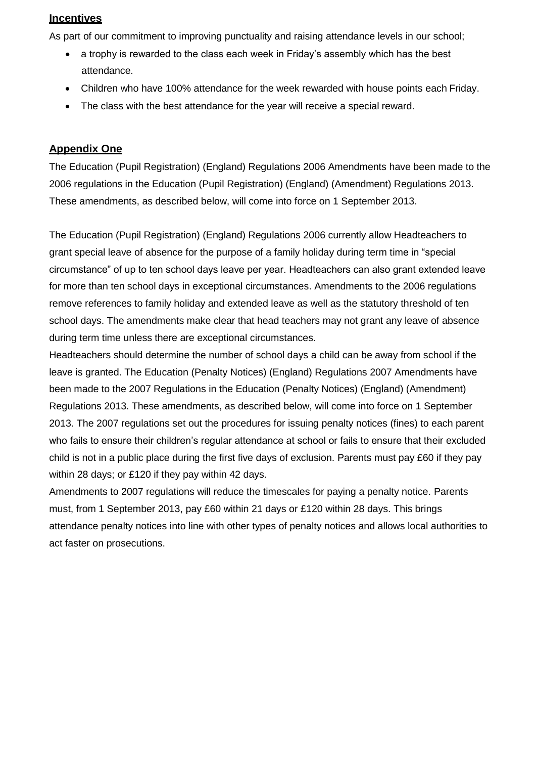## **Incentives**

As part of our commitment to improving punctuality and raising attendance levels in our school;

- a trophy is rewarded to the class each week in Friday's assembly which has the best attendance.
- Children who have 100% attendance for the week rewarded with house points each Friday.
- The class with the best attendance for the year will receive a special reward.

## **Appendix One**

The Education (Pupil Registration) (England) Regulations 2006 Amendments have been made to the 2006 regulations in the Education (Pupil Registration) (England) (Amendment) Regulations 2013. These amendments, as described below, will come into force on 1 September 2013.

The Education (Pupil Registration) (England) Regulations 2006 currently allow Headteachers to grant special leave of absence for the purpose of a family holiday during term time in "special circumstance" of up to ten school days leave per year. Headteachers can also grant extended leave for more than ten school days in exceptional circumstances. Amendments to the 2006 regulations remove references to family holiday and extended leave as well as the statutory threshold of ten school days. The amendments make clear that head teachers may not grant any leave of absence during term time unless there are exceptional circumstances.

Headteachers should determine the number of school days a child can be away from school if the leave is granted. The Education (Penalty Notices) (England) Regulations 2007 Amendments have been made to the 2007 Regulations in the Education (Penalty Notices) (England) (Amendment) Regulations 2013. These amendments, as described below, will come into force on 1 September 2013. The 2007 regulations set out the procedures for issuing penalty notices (fines) to each parent who fails to ensure their children's regular attendance at school or fails to ensure that their excluded child is not in a public place during the first five days of exclusion. Parents must pay £60 if they pay within 28 days; or £120 if they pay within 42 days.

Amendments to 2007 regulations will reduce the timescales for paying a penalty notice. Parents must, from 1 September 2013, pay £60 within 21 days or £120 within 28 days. This brings attendance penalty notices into line with other types of penalty notices and allows local authorities to act faster on prosecutions.